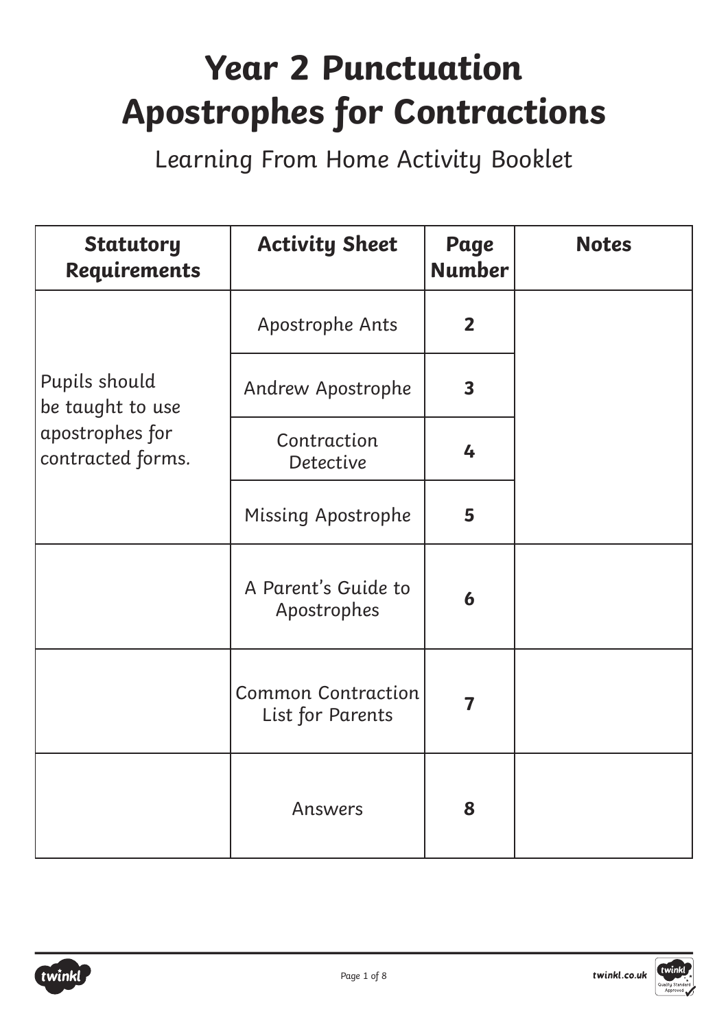# Year 2 Punctuation
# Apostrophes for Contractions

Learning From Home Activity Booklet

| Statutory Requirements | Activity Sheet | Page Number | Notes |
| --- | --- | --- | --- |
| Pupils should be taught to use apostrophes for contracted forms. | Apostrophe Ants | **2** | |
| | Andrew Apostrophe | **3** | |
| | Contraction Detective | **4** | |
| | Missing Apostrophe | **5** | |
| | A Parent's Guide to Apostrophes | **6** | |
| | Common Contraction List for Parents | **7** | |
| | Answers | **8** | |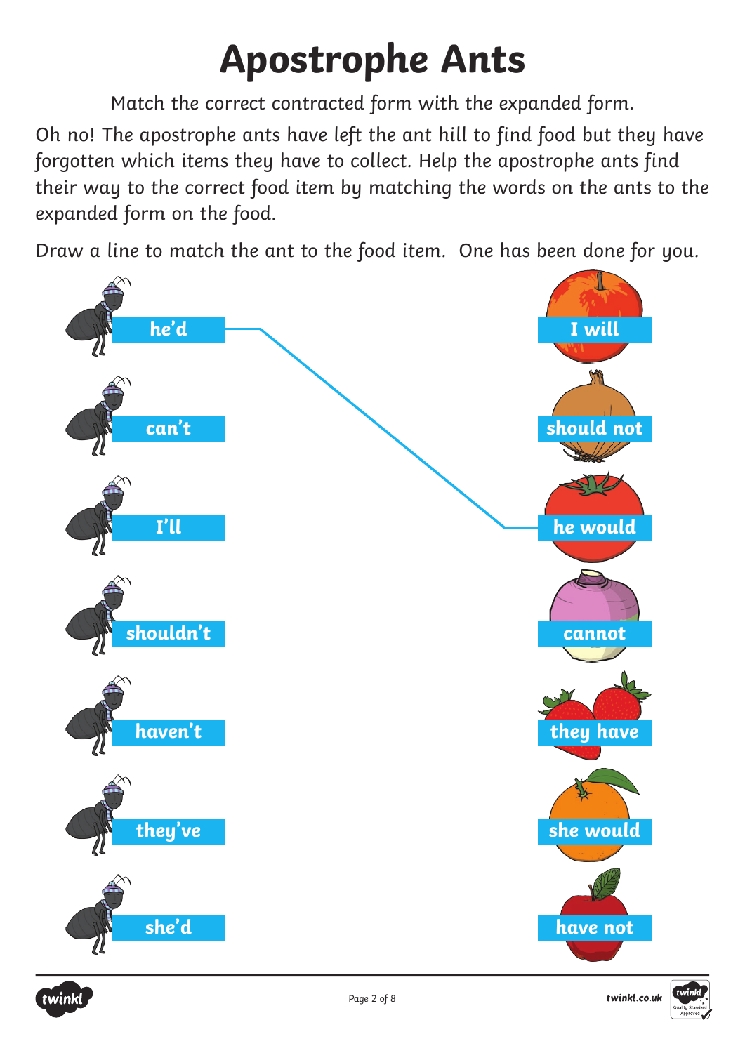# Apostrophe Ants

Match the correct contracted form with the expanded form.

Oh no! The apostrophe ants have left the ant hill to find food but they have forgotten which items they have to collect. Help the apostrophe ants find their way to the correct food item by matching the words on the ants to the expanded form on the food.

Draw a line to match the ant to the food item. One has been done for you.

| Ants | Food |
| --- | --- |
| he'd | I will |
| can't | should not |
| I'll | he would |
| shouldn't | cannot |
| haven't | they have |
| they've | she would |
| she'd | have not |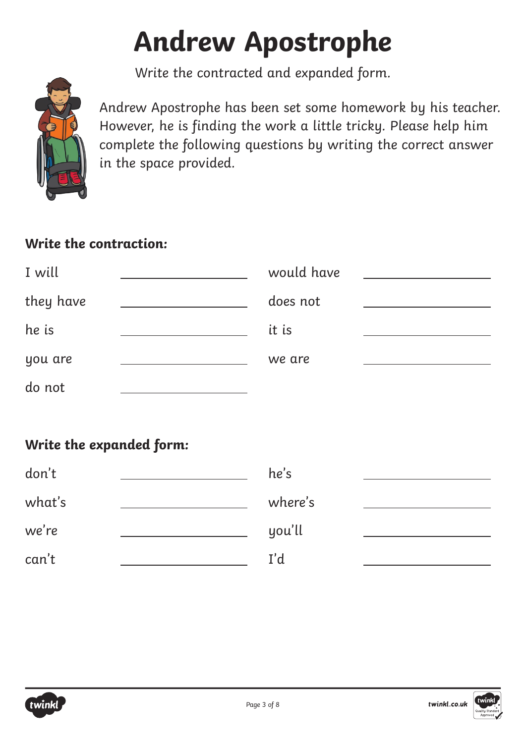# Andrew Apostrophe

Write the contracted and expanded form.

Andrew Apostrophe has been set some homework by his teacher. However, he is finding the work a little tricky. Please help him complete the following questions by writing the correct answer in the space provided.

**Write the contraction:**

| | | | |
|---|---|---|---|
| I will | ______________ | would have | ______________ |
| they have | ______________ | does not | ______________ |
| he is | ______________ | it is | ______________ |
| you are | ______________ | we are | ______________ |
| do not | ______________ | | |

**Write the expanded form:**

| | | | |
|---|---|---|---|
| don't | ______________ | he's | ______________ |
| what's | ______________ | where's | ______________ |
| we're | ______________ | you'll | ______________ |
| can't | ______________ | I'd | ______________ |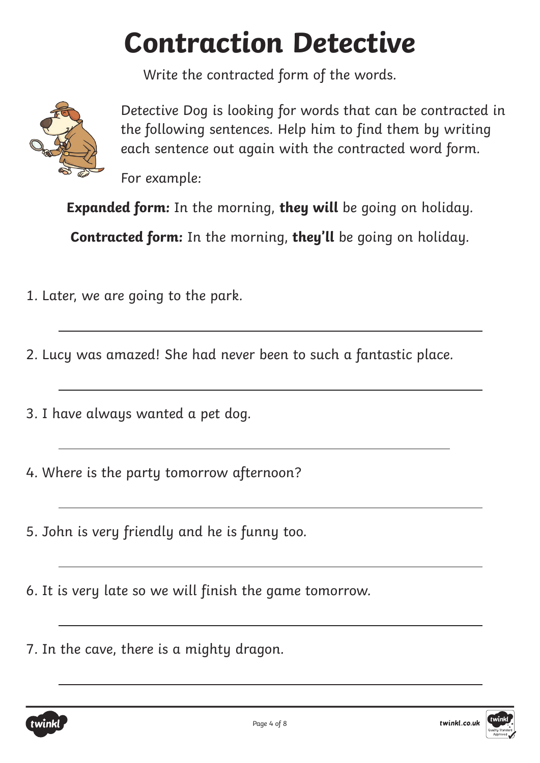# Contraction Detective

Write the contracted form of the words.

Detective Dog is looking for words that can be contracted in the following sentences. Help him to find them by writing each sentence out again with the contracted word form.

For example:

**Expanded form:** In the morning, **they will** be going on holiday.

**Contracted form:** In the morning, **they'll** be going on holiday.

1. Later, we are going to the park.

______________________________________________

2. Lucy was amazed! She had never been to such a fantastic place.

______________________________________________

3. I have always wanted a pet dog.

______________________________________________

4. Where is the party tomorrow afternoon?

______________________________________________

5. John is very friendly and he is funny too.

______________________________________________

6. It is very late so we will finish the game tomorrow.

______________________________________________

7. In the cave, there is a mighty dragon.

______________________________________________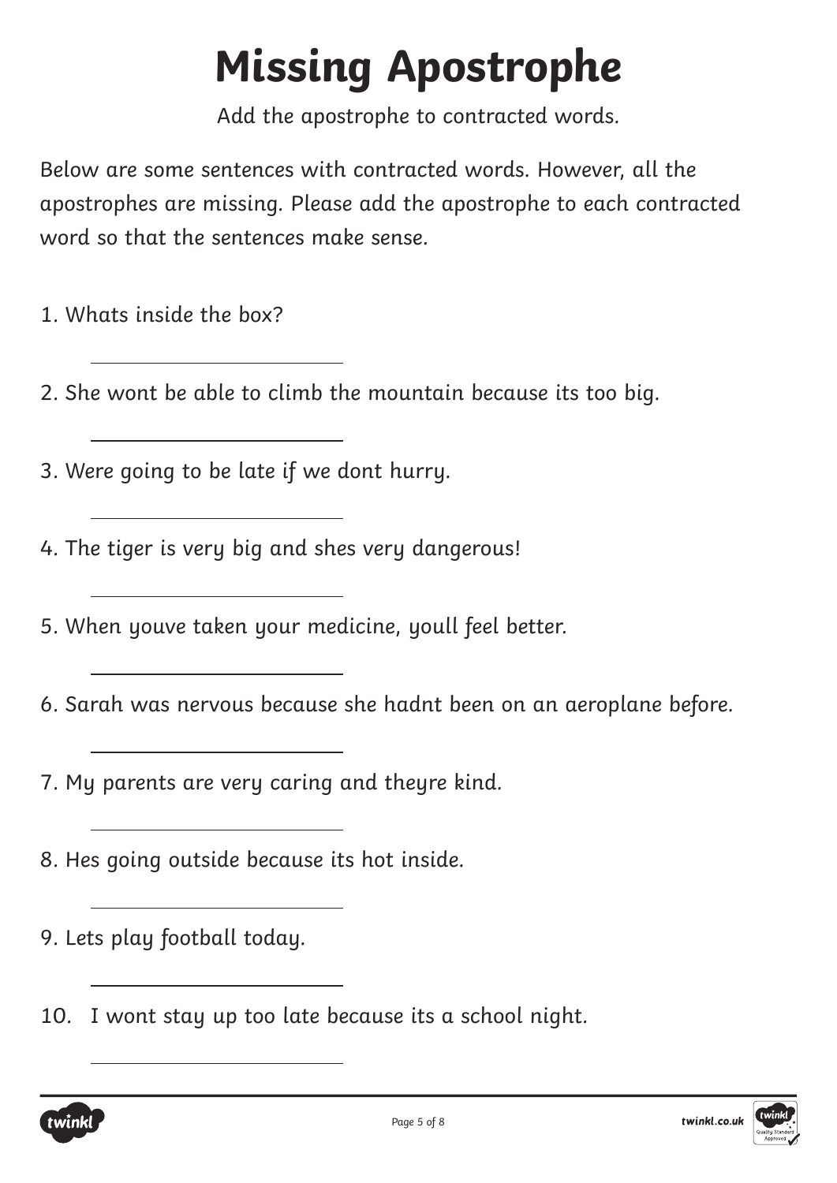# Missing Apostrophe

Add the apostrophe to contracted words.

Below are some sentences with contracted words. However, all the apostrophes are missing. Please add the apostrophe to each contracted word so that the sentences make sense.

1. Whats inside the box?

   ______________________

2. She wont be able to climb the mountain because its too big.

   ______________________

3. Were going to be late if we dont hurry.

   ______________________

4. The tiger is very big and shes very dangerous!

   ______________________

5. When youve taken your medicine, youll feel better.

   ______________________

6. Sarah was nervous because she hadnt been on an aeroplane before.

   ______________________

7. My parents are very caring and theyre kind.

   ______________________

8. Hes going outside because its hot inside.

   ______________________

9. Lets play football today.

   ______________________

10. I wont stay up too late because its a school night.

    ______________________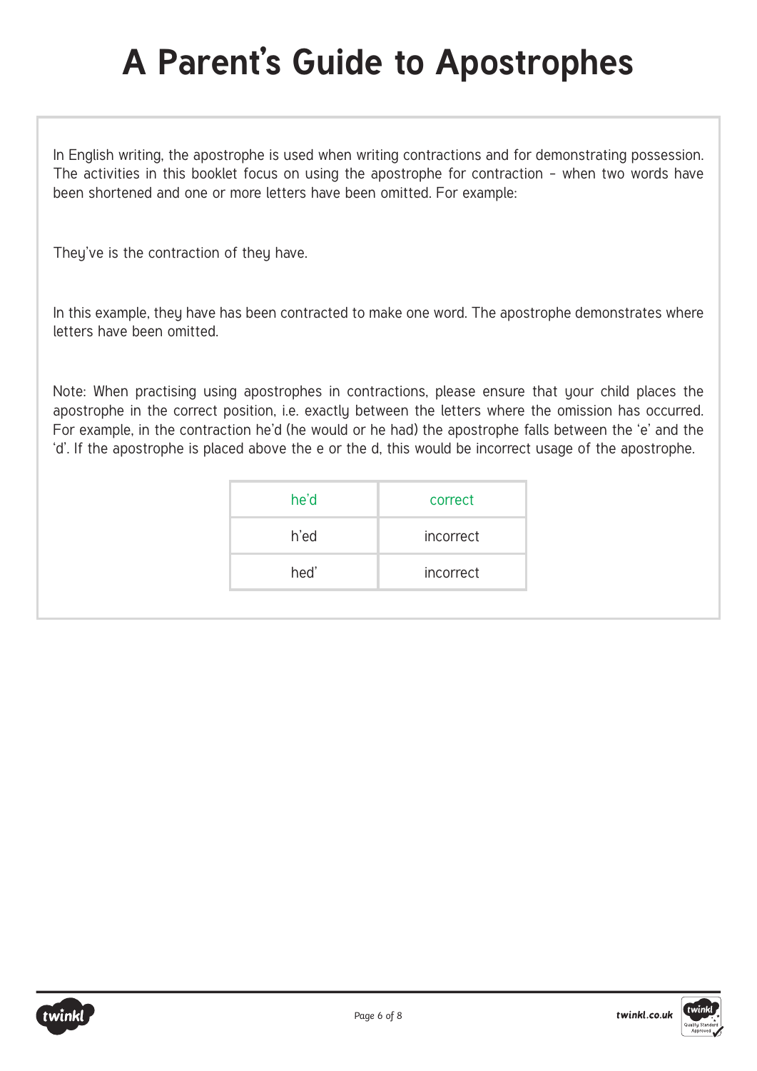# A Parent's Guide to Apostrophes

In English writing, the apostrophe is used when writing contractions and for demonstrating possession. The activities in this booklet focus on using the apostrophe for contraction – when two words have been shortened and one or more letters have been omitted. For example:

They've is the contraction of they have.

In this example, they have has been contracted to make one word. The apostrophe demonstrates where letters have been omitted.

Note: When practising using apostrophes in contractions, please ensure that your child places the apostrophe in the correct position, i.e. exactly between the letters where the omission has occurred. For example, in the contraction he'd (he would or he had) the apostrophe falls between the 'e' and the 'd'. If the apostrophe is placed above the e or the d, this would be incorrect usage of the apostrophe.

| he'd | correct |
|---|---|
| h'ed | incorrect |
| hed' | incorrect |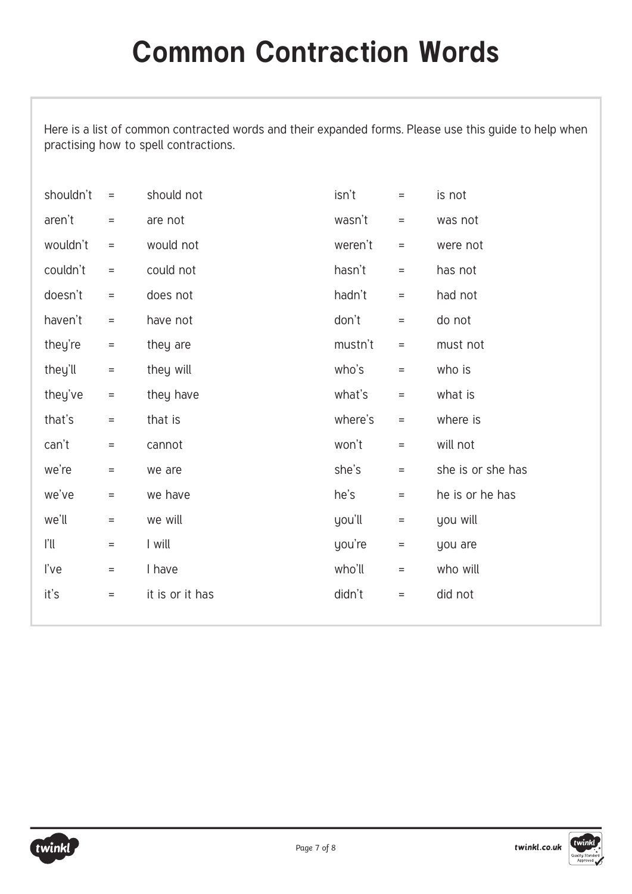# Common Contraction Words

Here is a list of common contracted words and their expanded forms. Please use this guide to help when practising how to spell contractions.

| Contraction | | Expanded form | Contraction | | Expanded form |
|---|---|---|---|---|---|
| shouldn’t | = | should not | isn’t | = | is not |
| aren’t | = | are not | wasn’t | = | was not |
| wouldn’t | = | would not | weren’t | = | were not |
| couldn’t | = | could not | hasn’t | = | has not |
| doesn’t | = | does not | hadn’t | = | had not |
| haven’t | = | have not | don’t | = | do not |
| they’re | = | they are | mustn’t | = | must not |
| they’ll | = | they will | who’s | = | who is |
| they’ve | = | they have | what’s | = | what is |
| that’s | = | that is | where’s | = | where is |
| can’t | = | cannot | won’t | = | will not |
| we’re | = | we are | she’s | = | she is or she has |
| we’ve | = | we have | he’s | = | he is or he has |
| we’ll | = | we will | you’ll | = | you will |
| I’ll | = | I will | you’re | = | you are |
| I’ve | = | I have | who’ll | = | who will |
| it’s | = | it is or it has | didn’t | = | did not |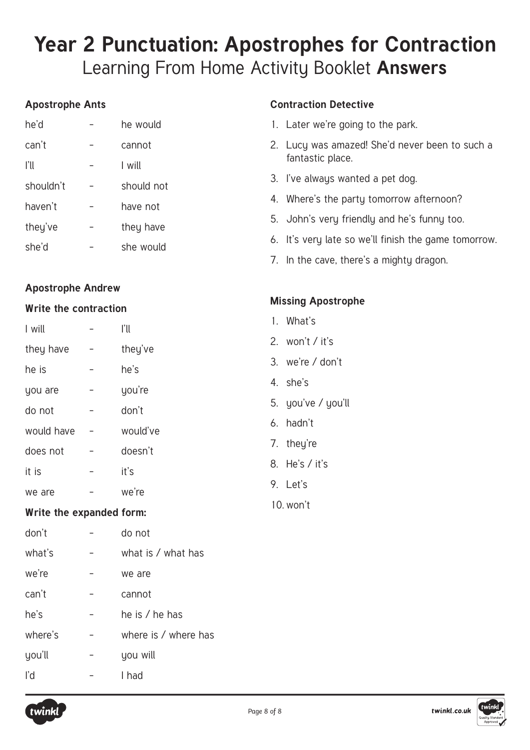# Year 2 Punctuation: Apostrophes for Contraction

Learning From Home Activity Booklet **Answers**

### Apostrophe Ants

| | | |
|---|---|---|
| he'd | – | he would |
| can't | – | cannot |
| I'll | – | I will |
| shouldn't | – | should not |
| haven't | – | have not |
| they've | – | they have |
| she'd | – | she would |

### Apostrophe Andrew

**Write the contraction**

| | | |
|---|---|---|
| I will | – | I'll |
| they have | – | they've |
| he is | – | he's |
| you are | – | you're |
| do not | – | don't |
| would have | – | would've |
| does not | – | doesn't |
| it is | – | it's |
| we are | – | we're |

**Write the expanded form:**

| | | |
|---|---|---|
| don't | – | do not |
| what's | – | what is / what has |
| we're | – | we are |
| can't | – | cannot |
| he's | – | he is / he has |
| where's | – | where is / where has |
| you'll | – | you will |
| I'd | – | I had |

### Contraction Detective

1. Later we're going to the park.
2. Lucy was amazed! She'd never been to such a fantastic place.
3. I've always wanted a pet dog.
4. Where's the party tomorrow afternoon?
5. John's very friendly and he's funny too.
6. It's very late so we'll finish the game tomorrow.
7. In the cave, there's a mighty dragon.

### Missing Apostrophe

1. What's
2. won't / it's
3. we're / don't
4. she's
5. you've / you'll
6. hadn't
7. they're
8. He's / it's
9. Let's
10. won't